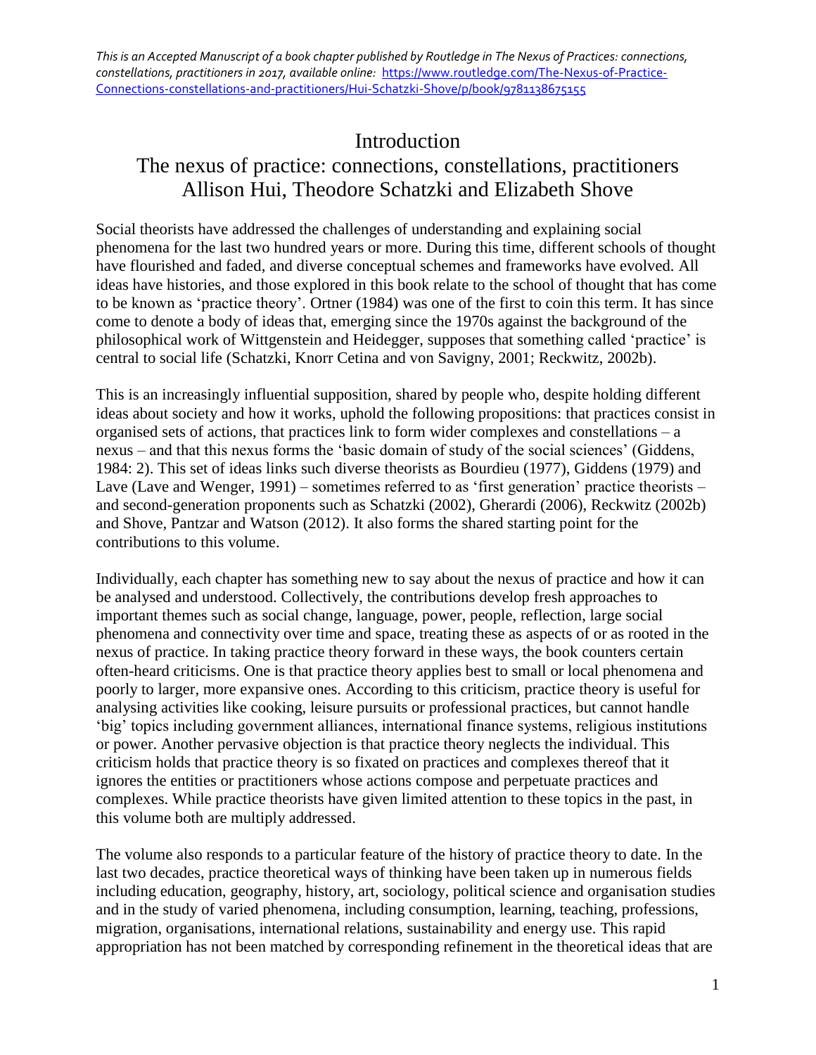*This is an Accepted Manuscript of a book chapter published by Routledge in The Nexus of Practices: connections, constellations, practitioners in 2017, available online:* https://www.routledge.com/The-Nexus-of-Practice-Connections-constellations-and-practitioners/Hui-Schatzki-Shove/p/book/9781138675155

# Introduction

## The nexus of practice: connections, constellations, practitioners

### Allison Hui, Theodore Schatzki and Elizabeth Shove

Social theorists have addressed the challenges of understanding and explaining social phenomena for the last two hundred years or more. During this time, different schools of thought have flourished and faded, and diverse conceptual schemes and frameworks have evolved. All ideas have histories, and those explored in this book relate to the school of thought that has come to be known as 'practice theory'. Ortner (1984) was one of the first to coin this term. It has since come to denote a body of ideas that, emerging since the 1970s against the background of the philosophical work of Wittgenstein and Heidegger, supposes that something called 'practice' is central to social life (Schatzki, Knorr Cetina and von Savigny, 2001; Reckwitz, 2002b).

This is an increasingly influential supposition, shared by people who, despite holding different ideas about society and how it works, uphold the following propositions: that practices consist in organised sets of actions, that practices link to form wider complexes and constellations – a nexus – and that this nexus forms the 'basic domain of study of the social sciences' (Giddens, 1984: 2). This set of ideas links such diverse theorists as Bourdieu (1977), Giddens (1979) and Lave (Lave and Wenger, 1991) – sometimes referred to as 'first generation' practice theorists – and second-generation proponents such as Schatzki (2002), Gherardi (2006), Reckwitz (2002b) and Shove, Pantzar and Watson (2012). It also forms the shared starting point for the contributions to this volume.

Individually, each chapter has something new to say about the nexus of practice and how it can be analysed and understood. Collectively, the contributions develop fresh approaches to important themes such as social change, language, power, people, reflection, large social phenomena and connectivity over time and space, treating these as aspects of or as rooted in the nexus of practice. In taking practice theory forward in these ways, the book counters certain often-heard criticisms. One is that practice theory applies best to small or local phenomena and poorly to larger, more expansive ones. According to this criticism, practice theory is useful for analysing activities like cooking, leisure pursuits or professional practices, but cannot handle 'big' topics including government alliances, international finance systems, religious institutions or power. Another pervasive objection is that practice theory neglects the individual. This criticism holds that practice theory is so fixated on practices and complexes thereof that it ignores the entities or practitioners whose actions compose and perpetuate practices and complexes. While practice theorists have given limited attention to these topics in the past, in this volume both are multiply addressed.

The volume also responds to a particular feature of the history of practice theory to date. In the last two decades, practice theoretical ways of thinking have been taken up in numerous fields including education, geography, history, art, sociology, political science and organisation studies and in the study of varied phenomena, including consumption, learning, teaching, professions, migration, organisations, international relations, sustainability and energy use. This rapid appropriation has not been matched by corresponding refinement in the theoretical ideas that are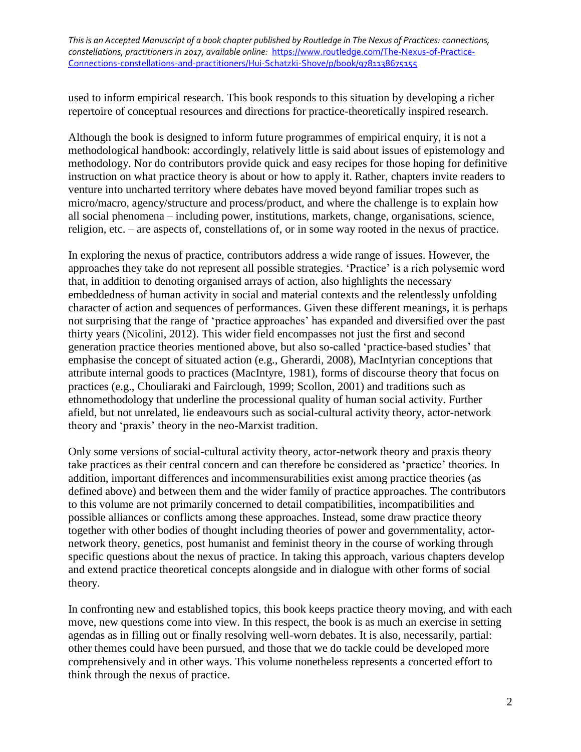used to inform empirical research. This book responds to this situation by developing a richer repertoire of conceptual resources and directions for practice-theoretically inspired research.

Although the book is designed to inform future programmes of empirical enquiry, it is not a methodological handbook: accordingly, relatively little is said about issues of epistemology and methodology. Nor do contributors provide quick and easy recipes for those hoping for definitive instruction on what practice theory is about or how to apply it. Rather, chapters invite readers to venture into uncharted territory where debates have moved beyond familiar tropes such as micro/macro, agency/structure and process/product, and where the challenge is to explain how all social phenomena – including power, institutions, markets, change, organisations, science, religion, etc. – are aspects of, constellations of, or in some way rooted in the nexus of practice.

In exploring the nexus of practice, contributors address a wide range of issues. However, the approaches they take do not represent all possible strategies. 'Practice' is a rich polysemic word that, in addition to denoting organised arrays of action, also highlights the necessary embeddedness of human activity in social and material contexts and the relentlessly unfolding character of action and sequences of performances. Given these different meanings, it is perhaps not surprising that the range of 'practice approaches' has expanded and diversified over the past thirty years (Nicolini, 2012). This wider field encompasses not just the first and second generation practice theories mentioned above, but also so-called 'practice-based studies' that emphasise the concept of situated action (e.g., Gherardi, 2008), MacIntyrian conceptions that attribute internal goods to practices (MacIntyre, 1981), forms of discourse theory that focus on practices (e.g., Chouliaraki and Fairclough, 1999; Scollon, 2001) and traditions such as ethnomethodology that underline the processional quality of human social activity. Further afield, but not unrelated, lie endeavours such as social-cultural activity theory, actor-network theory and 'praxis' theory in the neo-Marxist tradition.

Only some versions of social-cultural activity theory, actor-network theory and praxis theory take practices as their central concern and can therefore be considered as 'practice' theories. In addition, important differences and incommensurabilities exist among practice theories (as defined above) and between them and the wider family of practice approaches. The contributors to this volume are not primarily concerned to detail compatibilities, incompatibilities and possible alliances or conflicts among these approaches. Instead, some draw practice theory together with other bodies of thought including theories of power and governmentality, actor-network theory, genetics, post humanist and feminist theory in the course of working through specific questions about the nexus of practice. In taking this approach, various chapters develop and extend practice theoretical concepts alongside and in dialogue with other forms of social theory.

In confronting new and established topics, this book keeps practice theory moving, and with each move, new questions come into view. In this respect, the book is as much an exercise in setting agendas as in filling out or finally resolving well-worn debates. It is also, necessarily, partial: other themes could have been pursued, and those that we do tackle could be developed more comprehensively and in other ways. This volume nonetheless represents a concerted effort to think through the nexus of practice.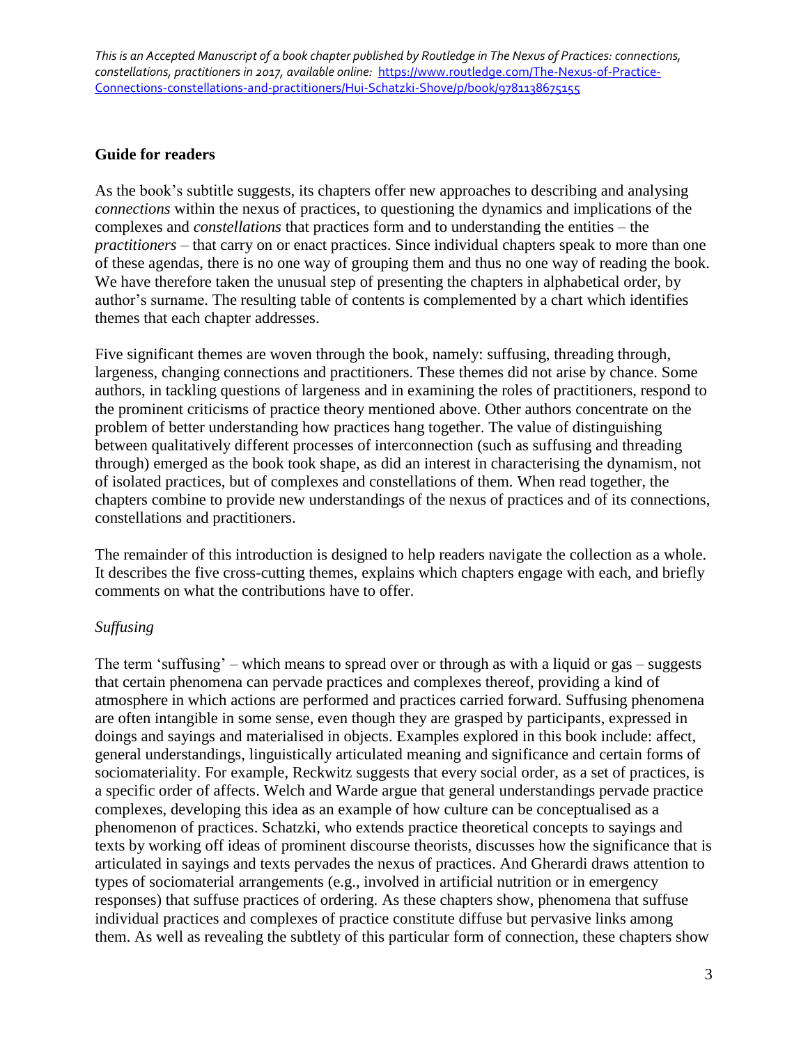## Guide for readers

As the book's subtitle suggests, its chapters offer new approaches to describing and analysing *connections* within the nexus of practices, to questioning the dynamics and implications of the complexes and *constellations* that practices form and to understanding the entities – the *practitioners* – that carry on or enact practices. Since individual chapters speak to more than one of these agendas, there is no one way of grouping them and thus no one way of reading the book. We have therefore taken the unusual step of presenting the chapters in alphabetical order, by author's surname. The resulting table of contents is complemented by a chart which identifies themes that each chapter addresses.

Five significant themes are woven through the book, namely: suffusing, threading through, largeness, changing connections and practitioners. These themes did not arise by chance. Some authors, in tackling questions of largeness and in examining the roles of practitioners, respond to the prominent criticisms of practice theory mentioned above. Other authors concentrate on the problem of better understanding how practices hang together. The value of distinguishing between qualitatively different processes of interconnection (such as suffusing and threading through) emerged as the book took shape, as did an interest in characterising the dynamism, not of isolated practices, but of complexes and constellations of them. When read together, the chapters combine to provide new understandings of the nexus of practices and of its connections, constellations and practitioners.

The remainder of this introduction is designed to help readers navigate the collection as a whole. It describes the five cross-cutting themes, explains which chapters engage with each, and briefly comments on what the contributions have to offer.

### *Suffusing*

The term 'suffusing' – which means to spread over or through as with a liquid or gas – suggests that certain phenomena can pervade practices and complexes thereof, providing a kind of atmosphere in which actions are performed and practices carried forward. Suffusing phenomena are often intangible in some sense, even though they are grasped by participants, expressed in doings and sayings and materialised in objects. Examples explored in this book include: affect, general understandings, linguistically articulated meaning and significance and certain forms of sociomateriality. For example, Reckwitz suggests that every social order, as a set of practices, is a specific order of affects. Welch and Warde argue that general understandings pervade practice complexes, developing this idea as an example of how culture can be conceptualised as a phenomenon of practices. Schatzki, who extends practice theoretical concepts to sayings and texts by working off ideas of prominent discourse theorists, discusses how the significance that is articulated in sayings and texts pervades the nexus of practices. And Gherardi draws attention to types of sociomaterial arrangements (e.g., involved in artificial nutrition or in emergency responses) that suffuse practices of ordering. As these chapters show, phenomena that suffuse individual practices and complexes of practice constitute diffuse but pervasive links among them. As well as revealing the subtlety of this particular form of connection, these chapters show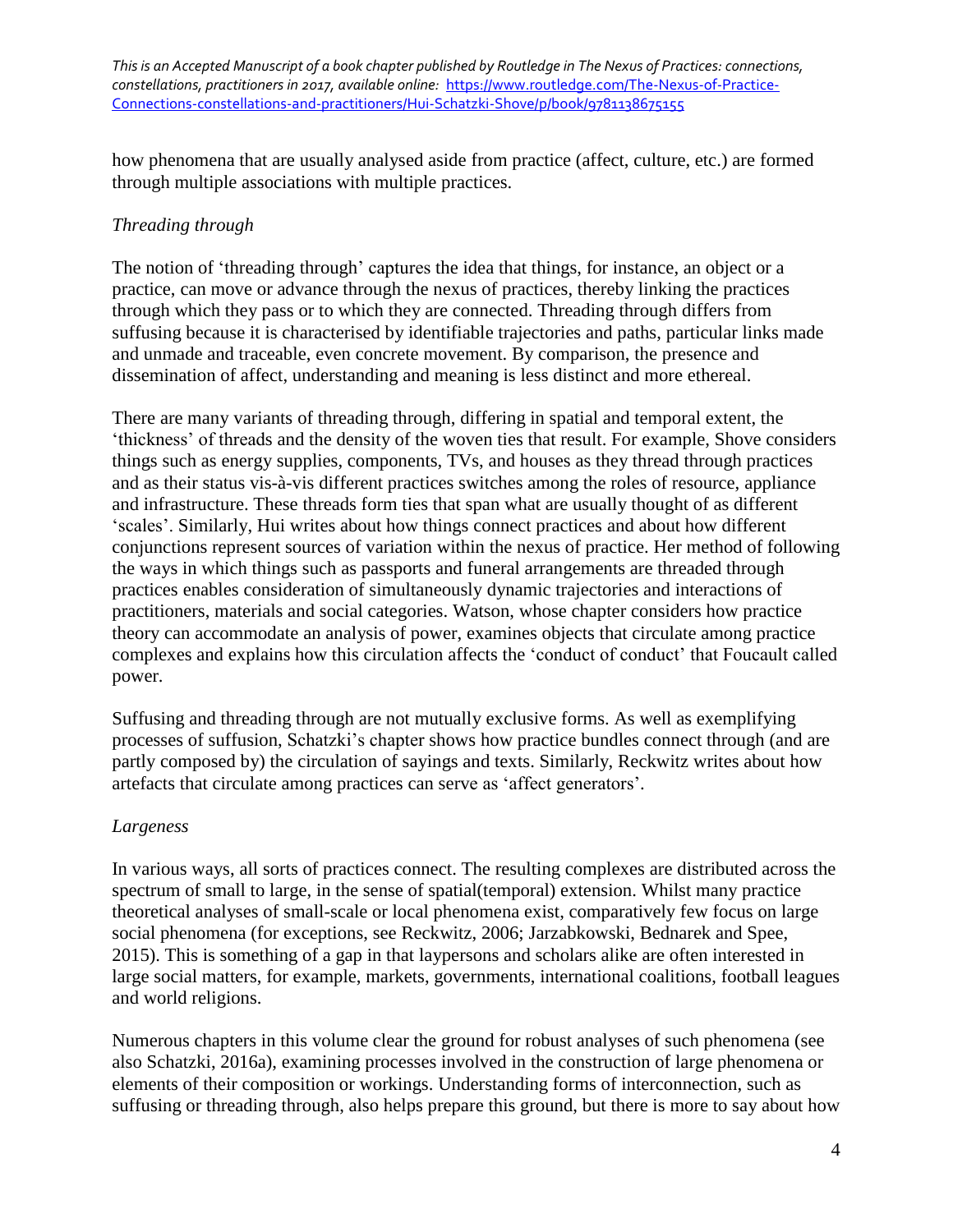how phenomena that are usually analysed aside from practice (affect, culture, etc.) are formed through multiple associations with multiple practices.

*Threading through*

The notion of 'threading through' captures the idea that things, for instance, an object or a practice, can move or advance through the nexus of practices, thereby linking the practices through which they pass or to which they are connected. Threading through differs from suffusing because it is characterised by identifiable trajectories and paths, particular links made and unmade and traceable, even concrete movement. By comparison, the presence and dissemination of affect, understanding and meaning is less distinct and more ethereal.

There are many variants of threading through, differing in spatial and temporal extent, the 'thickness' of threads and the density of the woven ties that result. For example, Shove considers things such as energy supplies, components, TVs, and houses as they thread through practices and as their status vis-à-vis different practices switches among the roles of resource, appliance and infrastructure. These threads form ties that span what are usually thought of as different 'scales'. Similarly, Hui writes about how things connect practices and about how different conjunctions represent sources of variation within the nexus of practice. Her method of following the ways in which things such as passports and funeral arrangements are threaded through practices enables consideration of simultaneously dynamic trajectories and interactions of practitioners, materials and social categories. Watson, whose chapter considers how practice theory can accommodate an analysis of power, examines objects that circulate among practice complexes and explains how this circulation affects the 'conduct of conduct' that Foucault called power.

Suffusing and threading through are not mutually exclusive forms. As well as exemplifying processes of suffusion, Schatzki's chapter shows how practice bundles connect through (and are partly composed by) the circulation of sayings and texts. Similarly, Reckwitz writes about how artefacts that circulate among practices can serve as 'affect generators'.

*Largeness*

In various ways, all sorts of practices connect. The resulting complexes are distributed across the spectrum of small to large, in the sense of spatial(temporal) extension. Whilst many practice theoretical analyses of small-scale or local phenomena exist, comparatively few focus on large social phenomena (for exceptions, see Reckwitz, 2006; Jarzabkowski, Bednarek and Spee, 2015). This is something of a gap in that laypersons and scholars alike are often interested in large social matters, for example, markets, governments, international coalitions, football leagues and world religions.

Numerous chapters in this volume clear the ground for robust analyses of such phenomena (see also Schatzki, 2016a), examining processes involved in the construction of large phenomena or elements of their composition or workings. Understanding forms of interconnection, such as suffusing or threading through, also helps prepare this ground, but there is more to say about how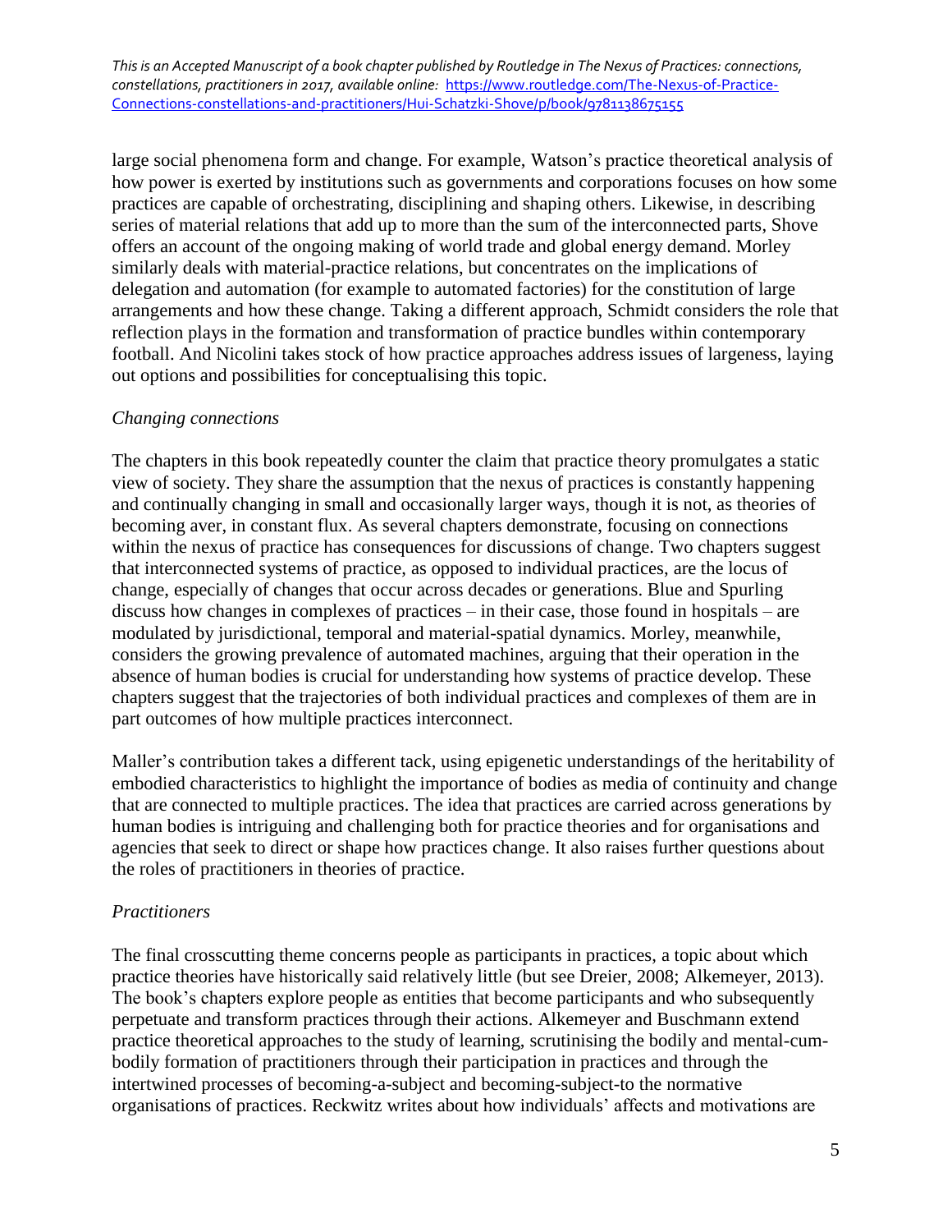large social phenomena form and change. For example, Watson's practice theoretical analysis of how power is exerted by institutions such as governments and corporations focuses on how some practices are capable of orchestrating, disciplining and shaping others. Likewise, in describing series of material relations that add up to more than the sum of the interconnected parts, Shove offers an account of the ongoing making of world trade and global energy demand. Morley similarly deals with material-practice relations, but concentrates on the implications of delegation and automation (for example to automated factories) for the constitution of large arrangements and how these change. Taking a different approach, Schmidt considers the role that reflection plays in the formation and transformation of practice bundles within contemporary football. And Nicolini takes stock of how practice approaches address issues of largeness, laying out options and possibilities for conceptualising this topic.

*Changing connections*

The chapters in this book repeatedly counter the claim that practice theory promulgates a static view of society. They share the assumption that the nexus of practices is constantly happening and continually changing in small and occasionally larger ways, though it is not, as theories of becoming aver, in constant flux. As several chapters demonstrate, focusing on connections within the nexus of practice has consequences for discussions of change. Two chapters suggest that interconnected systems of practice, as opposed to individual practices, are the locus of change, especially of changes that occur across decades or generations. Blue and Spurling discuss how changes in complexes of practices – in their case, those found in hospitals – are modulated by jurisdictional, temporal and material-spatial dynamics. Morley, meanwhile, considers the growing prevalence of automated machines, arguing that their operation in the absence of human bodies is crucial for understanding how systems of practice develop. These chapters suggest that the trajectories of both individual practices and complexes of them are in part outcomes of how multiple practices interconnect.

Maller's contribution takes a different tack, using epigenetic understandings of the heritability of embodied characteristics to highlight the importance of bodies as media of continuity and change that are connected to multiple practices. The idea that practices are carried across generations by human bodies is intriguing and challenging both for practice theories and for organisations and agencies that seek to direct or shape how practices change. It also raises further questions about the roles of practitioners in theories of practice.

*Practitioners*

The final crosscutting theme concerns people as participants in practices, a topic about which practice theories have historically said relatively little (but see Dreier, 2008; Alkemeyer, 2013). The book's chapters explore people as entities that become participants and who subsequently perpetuate and transform practices through their actions. Alkemeyer and Buschmann extend practice theoretical approaches to the study of learning, scrutinising the bodily and mental-cum-bodily formation of practitioners through their participation in practices and through the intertwined processes of becoming-a-subject and becoming-subject-to the normative organisations of practices. Reckwitz writes about how individuals' affects and motivations are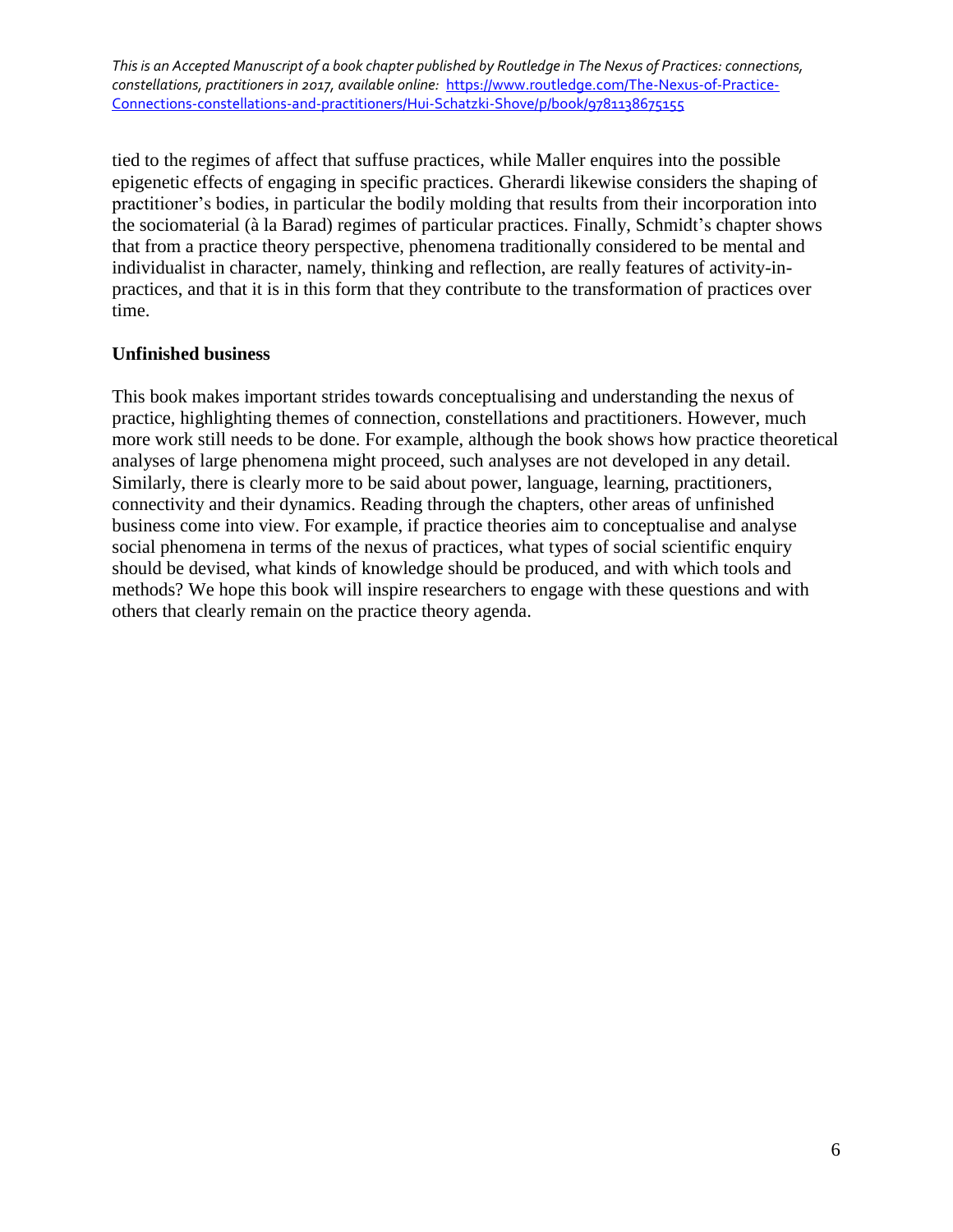tied to the regimes of affect that suffuse practices, while Maller enquires into the possible epigenetic effects of engaging in specific practices. Gherardi likewise considers the shaping of practitioner's bodies, in particular the bodily molding that results from their incorporation into the sociomaterial (à la Barad) regimes of particular practices. Finally, Schmidt's chapter shows that from a practice theory perspective, phenomena traditionally considered to be mental and individualist in character, namely, thinking and reflection, are really features of activity-in-practices, and that it is in this form that they contribute to the transformation of practices over time.

## Unfinished business

This book makes important strides towards conceptualising and understanding the nexus of practice, highlighting themes of connection, constellations and practitioners. However, much more work still needs to be done. For example, although the book shows how practice theoretical analyses of large phenomena might proceed, such analyses are not developed in any detail. Similarly, there is clearly more to be said about power, language, learning, practitioners, connectivity and their dynamics. Reading through the chapters, other areas of unfinished business come into view. For example, if practice theories aim to conceptualise and analyse social phenomena in terms of the nexus of practices, what types of social scientific enquiry should be devised, what kinds of knowledge should be produced, and with which tools and methods? We hope this book will inspire researchers to engage with these questions and with others that clearly remain on the practice theory agenda.